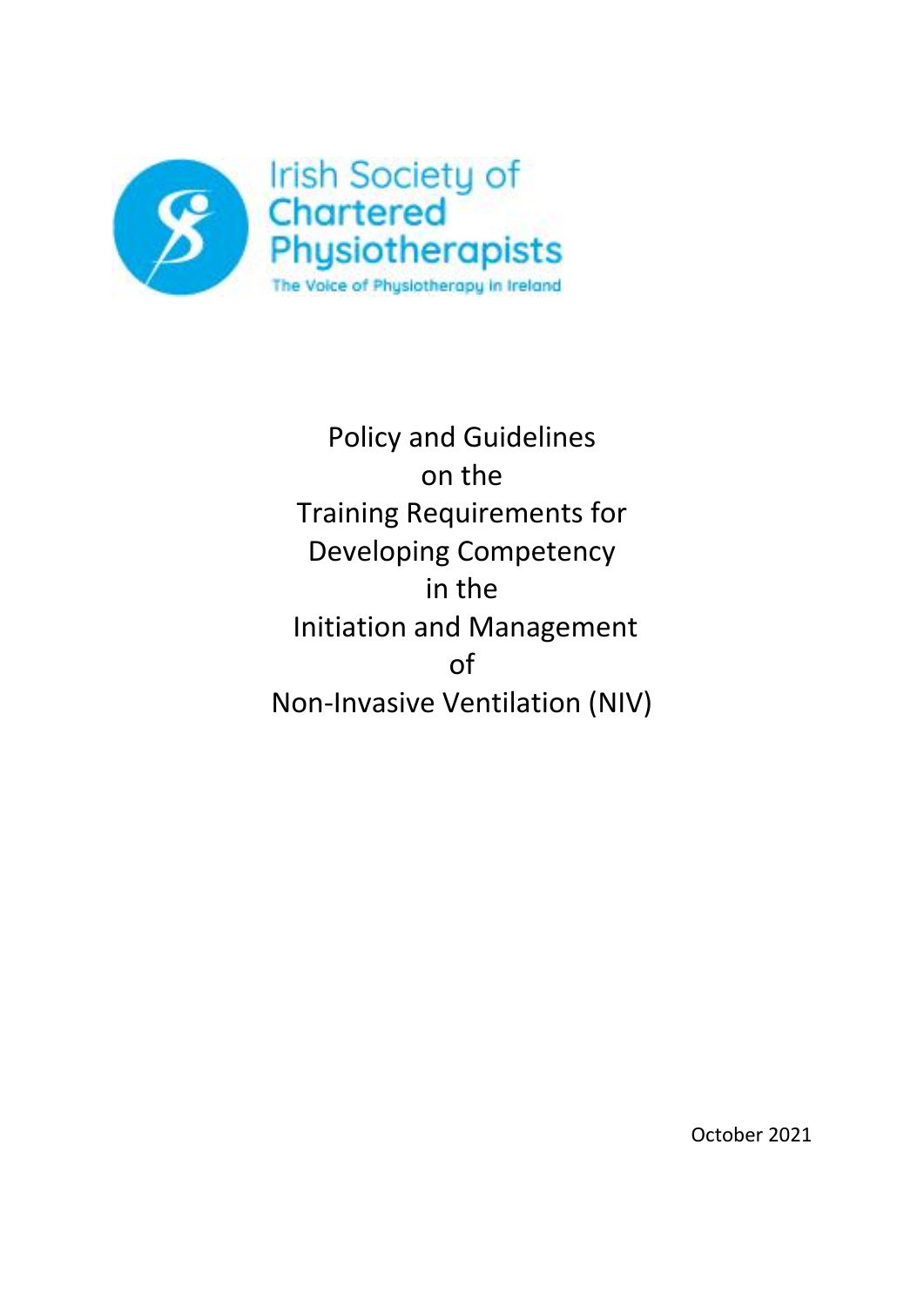Irish Society of Chartered Physiotherapists

The Voice of Physiotherapy in Ireland

# Policy and Guidelines on the Training Requirements for Developing Competency in the Initiation and Management of Non-Invasive Ventilation (NIV)

October 2021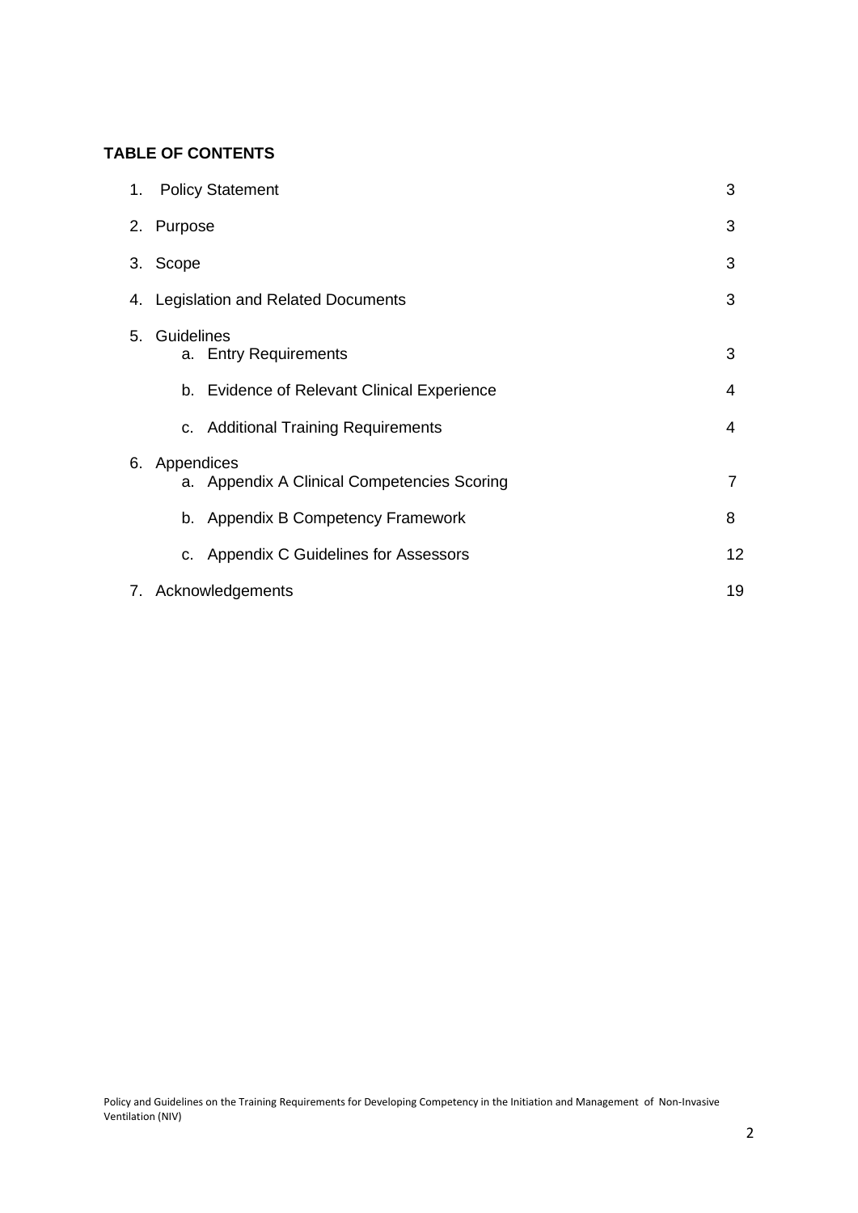**TABLE OF CONTENTS**

| | | |
|---|---|---|
| 1. | Policy Statement | 3 |
| 2. | Purpose | 3 |
| 3. | Scope | 3 |
| 4. | Legislation and Related Documents | 3 |
| 5. | Guidelines | |
| | a. Entry Requirements | 3 |
| | b. Evidence of Relevant Clinical Experience | 4 |
| | c. Additional Training Requirements | 4 |
| 6. | Appendices | |
| | a. Appendix A Clinical Competencies Scoring | 7 |
| | b. Appendix B Competency Framework | 8 |
| | c. Appendix C Guidelines for Assessors | 12 |
| 7. | Acknowledgements | 19 |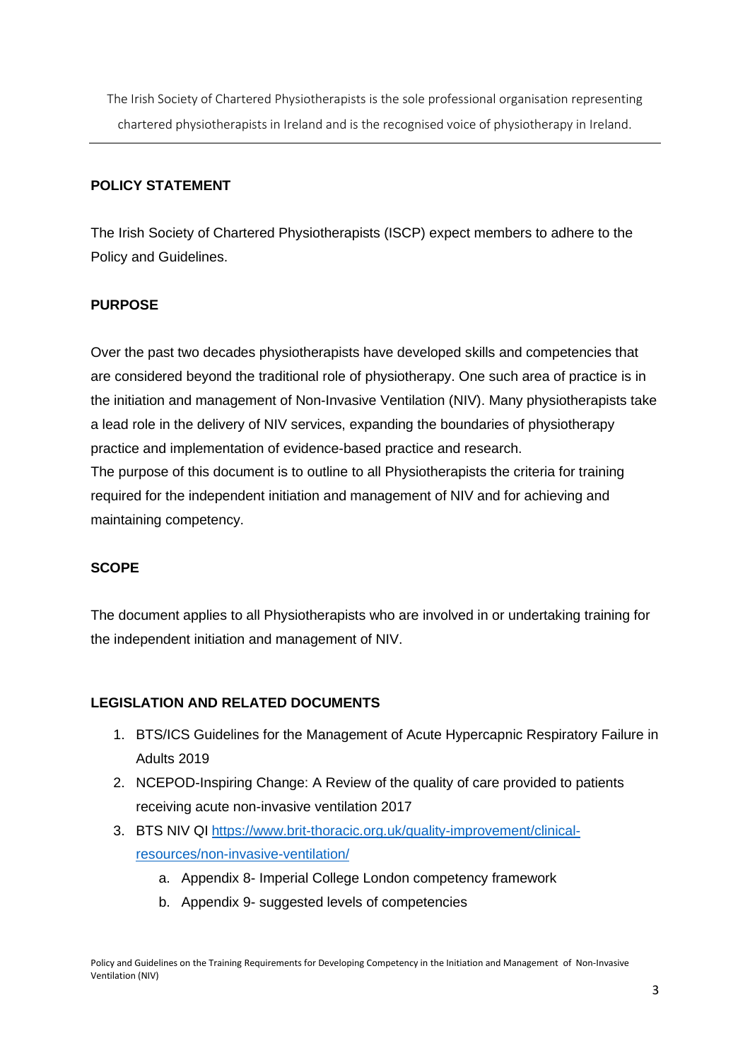The Irish Society of Chartered Physiotherapists is the sole professional organisation representing chartered physiotherapists in Ireland and is the recognised voice of physiotherapy in Ireland.

---

## POLICY STATEMENT

The Irish Society of Chartered Physiotherapists (ISCP) expect members to adhere to the Policy and Guidelines.

## PURPOSE

Over the past two decades physiotherapists have developed skills and competencies that are considered beyond the traditional role of physiotherapy. One such area of practice is in the initiation and management of Non-Invasive Ventilation (NIV). Many physiotherapists take a lead role in the delivery of NIV services, expanding the boundaries of physiotherapy practice and implementation of evidence-based practice and research.
The purpose of this document is to outline to all Physiotherapists the criteria for training required for the independent initiation and management of NIV and for achieving and maintaining competency.

## SCOPE

The document applies to all Physiotherapists who are involved in or undertaking training for the independent initiation and management of NIV.

## LEGISLATION AND RELATED DOCUMENTS

1. BTS/ICS Guidelines for the Management of Acute Hypercapnic Respiratory Failure in Adults 2019
2. NCEPOD-Inspiring Change: A Review of the quality of care provided to patients receiving acute non-invasive ventilation 2017
3. BTS NIV QI https://www.brit-thoracic.org.uk/quality-improvement/clinical-resources/non-invasive-ventilation/
    a. Appendix 8- Imperial College London competency framework
    b. Appendix 9- suggested levels of competencies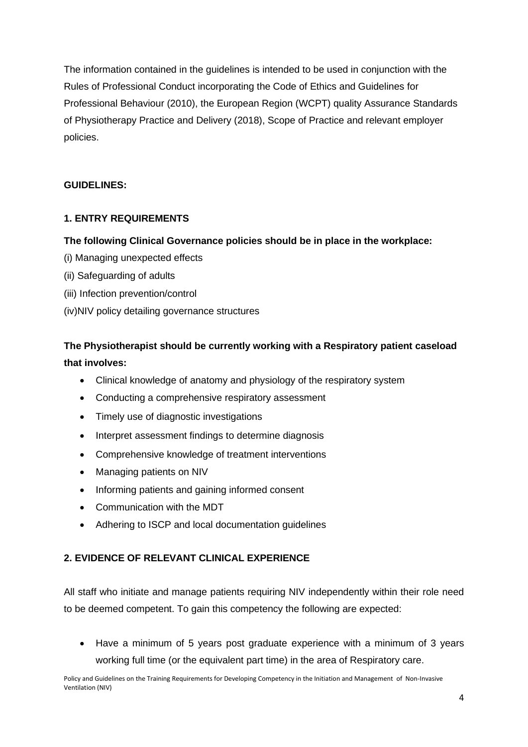The information contained in the guidelines is intended to be used in conjunction with the Rules of Professional Conduct incorporating the Code of Ethics and Guidelines for Professional Behaviour (2010), the European Region (WCPT) quality Assurance Standards of Physiotherapy Practice and Delivery (2018), Scope of Practice and relevant employer policies.

**GUIDELINES:**

## 1. ENTRY REQUIREMENTS

**The following Clinical Governance policies should be in place in the workplace:**

(i) Managing unexpected effects

(ii) Safeguarding of adults

(iii) Infection prevention/control

(iv)NIV policy detailing governance structures

**The Physiotherapist should be currently working with a Respiratory patient caseload that involves:**

- Clinical knowledge of anatomy and physiology of the respiratory system
- Conducting a comprehensive respiratory assessment
- Timely use of diagnostic investigations
- Interpret assessment findings to determine diagnosis
- Comprehensive knowledge of treatment interventions
- Managing patients on NIV
- Informing patients and gaining informed consent
- Communication with the MDT
- Adhering to ISCP and local documentation guidelines

## 2. EVIDENCE OF RELEVANT CLINICAL EXPERIENCE

All staff who initiate and manage patients requiring NIV independently within their role need to be deemed competent. To gain this competency the following are expected:

- Have a minimum of 5 years post graduate experience with a minimum of 3 years working full time (or the equivalent part time) in the area of Respiratory care.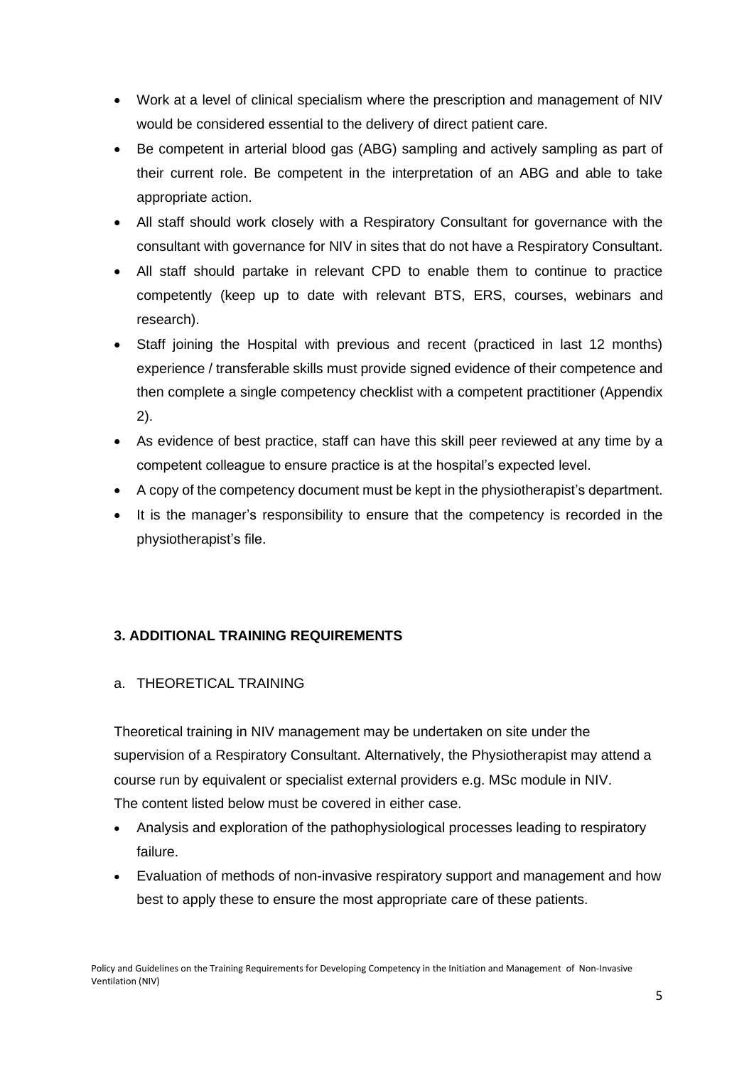- Work at a level of clinical specialism where the prescription and management of NIV would be considered essential to the delivery of direct patient care.
- Be competent in arterial blood gas (ABG) sampling and actively sampling as part of their current role. Be competent in the interpretation of an ABG and able to take appropriate action.
- All staff should work closely with a Respiratory Consultant for governance with the consultant with governance for NIV in sites that do not have a Respiratory Consultant.
- All staff should partake in relevant CPD to enable them to continue to practice competently (keep up to date with relevant BTS, ERS, courses, webinars and research).
- Staff joining the Hospital with previous and recent (practiced in last 12 months) experience / transferable skills must provide signed evidence of their competence and then complete a single competency checklist with a competent practitioner (Appendix 2).
- As evidence of best practice, staff can have this skill peer reviewed at any time by a competent colleague to ensure practice is at the hospital's expected level.
- A copy of the competency document must be kept in the physiotherapist's department.
- It is the manager's responsibility to ensure that the competency is recorded in the physiotherapist's file.

## 3. ADDITIONAL TRAINING REQUIREMENTS

### a. THEORETICAL TRAINING

Theoretical training in NIV management may be undertaken on site under the supervision of a Respiratory Consultant. Alternatively, the Physiotherapist may attend a course run by equivalent or specialist external providers e.g. MSc module in NIV. The content listed below must be covered in either case.

- Analysis and exploration of the pathophysiological processes leading to respiratory failure.
- Evaluation of methods of non-invasive respiratory support and management and how best to apply these to ensure the most appropriate care of these patients.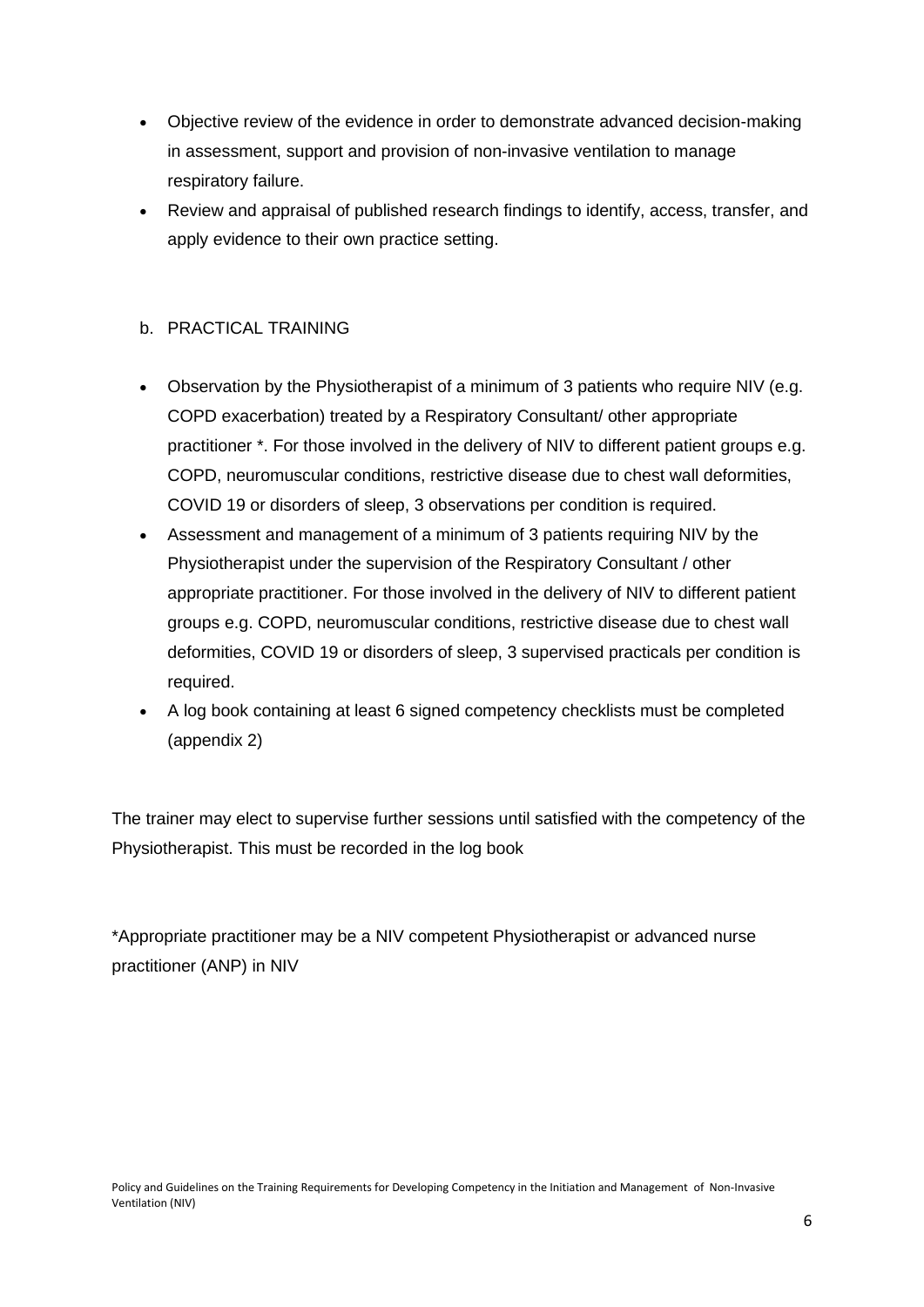- Objective review of the evidence in order to demonstrate advanced decision-making in assessment, support and provision of non-invasive ventilation to manage respiratory failure.
- Review and appraisal of published research findings to identify, access, transfer, and apply evidence to their own practice setting.

b. PRACTICAL TRAINING

- Observation by the Physiotherapist of a minimum of 3 patients who require NIV (e.g. COPD exacerbation) treated by a Respiratory Consultant/ other appropriate practitioner *. For those involved in the delivery of NIV to different patient groups e.g. COPD, neuromuscular conditions, restrictive disease due to chest wall deformities, COVID 19 or disorders of sleep, 3 observations per condition is required.
- Assessment and management of a minimum of 3 patients requiring NIV by the Physiotherapist under the supervision of the Respiratory Consultant / other appropriate practitioner. For those involved in the delivery of NIV to different patient groups e.g. COPD, neuromuscular conditions, restrictive disease due to chest wall deformities, COVID 19 or disorders of sleep, 3 supervised practicals per condition is required.
- A log book containing at least 6 signed competency checklists must be completed (appendix 2)

The trainer may elect to supervise further sessions until satisfied with the competency of the Physiotherapist. This must be recorded in the log book

*Appropriate practitioner may be a NIV competent Physiotherapist or advanced nurse practitioner (ANP) in NIV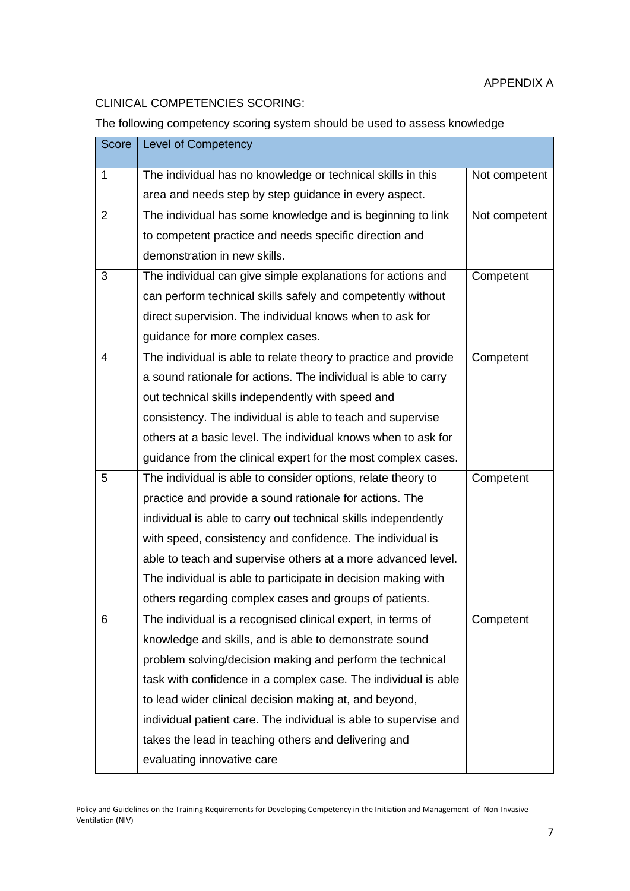APPENDIX A

CLINICAL COMPETENCIES SCORING:

The following competency scoring system should be used to assess knowledge

| Score | Level of Competency | |
|---|---|---|
| 1 | The individual has no knowledge or technical skills in this area and needs step by step guidance in every aspect. | Not competent |
| 2 | The individual has some knowledge and is beginning to link to competent practice and needs specific direction and demonstration in new skills. | Not competent |
| 3 | The individual can give simple explanations for actions and can perform technical skills safely and competently without direct supervision. The individual knows when to ask for guidance for more complex cases. | Competent |
| 4 | The individual is able to relate theory to practice and provide a sound rationale for actions. The individual is able to carry out technical skills independently with speed and consistency. The individual is able to teach and supervise others at a basic level. The individual knows when to ask for guidance from the clinical expert for the most complex cases. | Competent |
| 5 | The individual is able to consider options, relate theory to practice and provide a sound rationale for actions. The individual is able to carry out technical skills independently with speed, consistency and confidence. The individual is able to teach and supervise others at a more advanced level. The individual is able to participate in decision making with others regarding complex cases and groups of patients. | Competent |
| 6 | The individual is a recognised clinical expert, in terms of knowledge and skills, and is able to demonstrate sound problem solving/decision making and perform the technical task with confidence in a complex case. The individual is able to lead wider clinical decision making at, and beyond, individual patient care. The individual is able to supervise and takes the lead in teaching others and delivering and evaluating innovative care | Competent |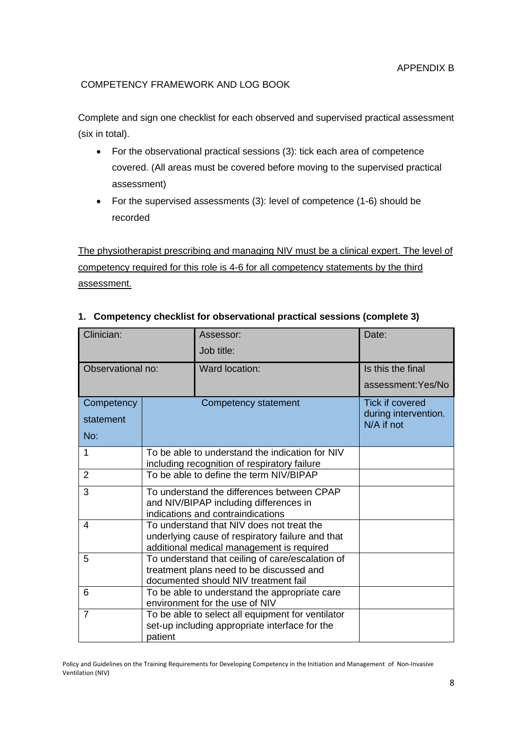APPENDIX B

COMPETENCY FRAMEWORK AND LOG BOOK

Complete and sign one checklist for each observed and supervised practical assessment (six in total).

- For the observational practical sessions (3): tick each area of competence covered. (All areas must be covered before moving to the supervised practical assessment)
- For the supervised assessments (3): level of competence (1-6) should be recorded

<u>The physiotherapist prescribing and managing NIV must be a clinical expert. The level of competency required for this role is 4-6 for all competency statements by the third assessment.</u>

## 1. Competency checklist for observational practical sessions (complete 3)

| Clinician: | Assessor: Job title: | Date: |
|---|---|---|
| Observational no: | Ward location: | Is this the final assessment:Yes/No |
| Competency statement No: | Competency statement | Tick if covered during intervention. N/A if not |
| 1 | To be able to understand the indication for NIV including recognition of respiratory failure | |
| 2 | To be able to define the term NIV/BIPAP | |
| 3 | To understand the differences between CPAP and NIV/BIPAP including differences in indications and contraindications | |
| 4 | To understand that NIV does not treat the underlying cause of respiratory failure and that additional medical management is required | |
| 5 | To understand that ceiling of care/escalation of treatment plans need to be discussed and documented should NIV treatment fail | |
| 6 | To be able to understand the appropriate care environment for the use of NIV | |
| 7 | To be able to select all equipment for ventilator set-up including appropriate interface for the patient | |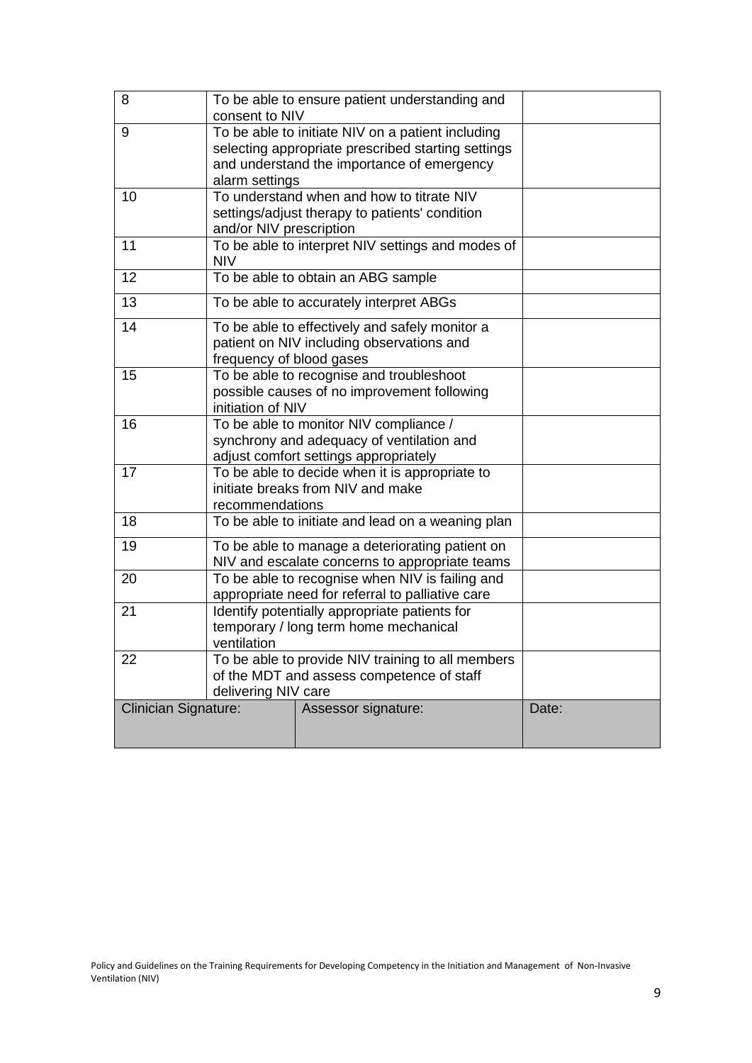| | | |
|---|---|---|
| 8 | To be able to ensure patient understanding and consent to NIV | |
| 9 | To be able to initiate NIV on a patient including selecting appropriate prescribed starting settings and understand the importance of emergency alarm settings | |
| 10 | To understand when and how to titrate NIV settings/adjust therapy to patients' condition and/or NIV prescription | |
| 11 | To be able to interpret NIV settings and modes of NIV | |
| 12 | To be able to obtain an ABG sample | |
| 13 | To be able to accurately interpret ABGs | |
| 14 | To be able to effectively and safely monitor a patient on NIV including observations and frequency of blood gases | |
| 15 | To be able to recognise and troubleshoot possible causes of no improvement following initiation of NIV | |
| 16 | To be able to monitor NIV compliance / synchrony and adequacy of ventilation and adjust comfort settings appropriately | |
| 17 | To be able to decide when it is appropriate to initiate breaks from NIV and make recommendations | |
| 18 | To be able to initiate and lead on a weaning plan | |
| 19 | To be able to manage a deteriorating patient on NIV and escalate concerns to appropriate teams | |
| 20 | To be able to recognise when NIV is failing and appropriate need for referral to palliative care | |
| 21 | Identify potentially appropriate patients for temporary / long term home mechanical ventilation | |
| 22 | To be able to provide NIV training to all members of the MDT and assess competence of staff delivering NIV care | |
| Clinician Signature: | Assessor signature: | Date: |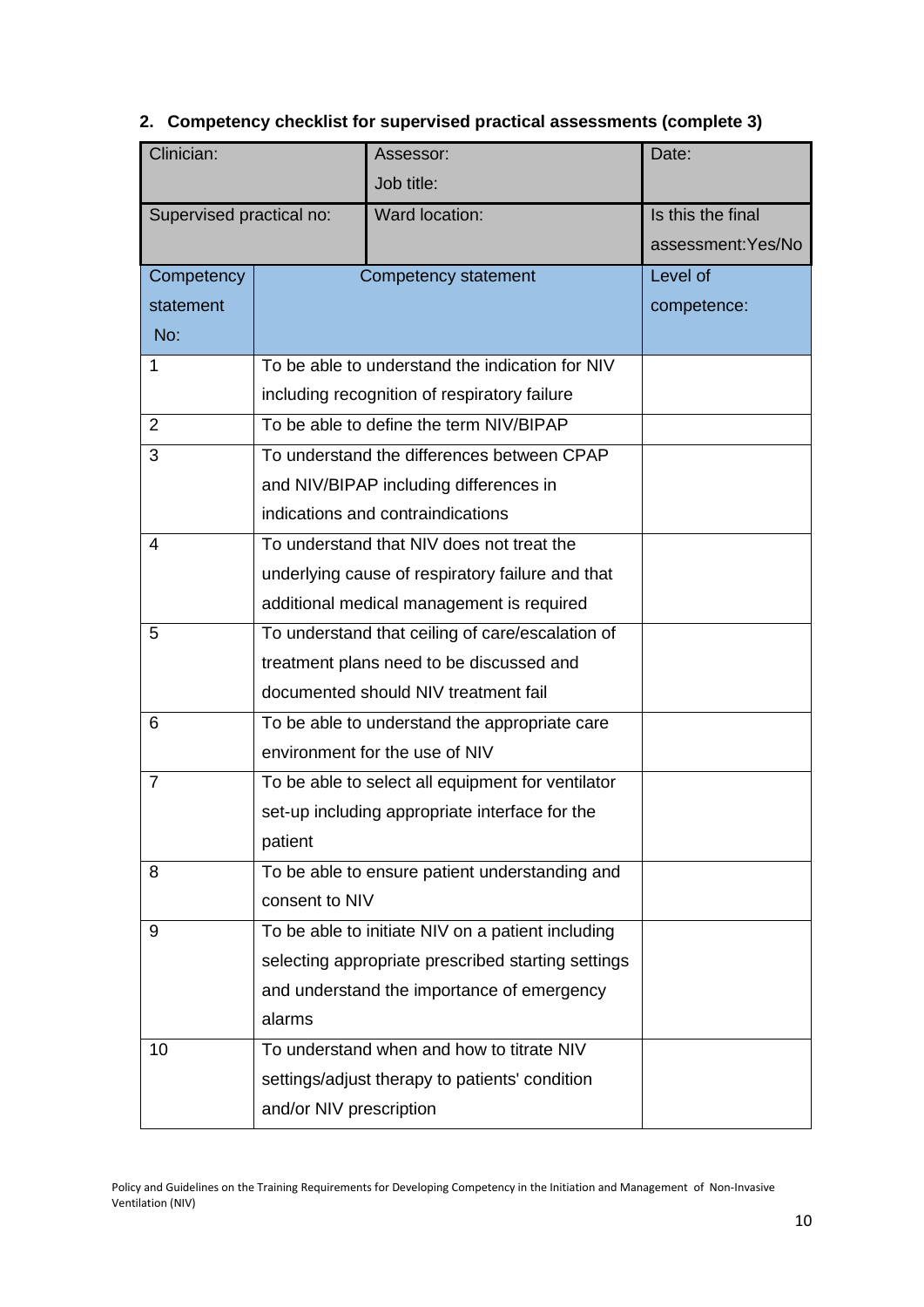## 2. Competency checklist for supervised practical assessments (complete 3)

| Clinician: | | Assessor:<br>Job title: | Date: |
|---|---|---|---|
| Supervised practical no: | | Ward location: | Is the this final assessment:Yes/No |
| Competency statement No: | Competency statement | | Level of competence: |
| 1 | To be able to understand the indication for NIV including recognition of respiratory failure | | |
| 2 | To be able to define the term NIV/BIPAP | | |
| 3 | To understand the differences between CPAP and NIV/BIPAP including differences in indications and contraindications | | |
| 4 | To understand that NIV does not treat the underlying cause of respiratory failure and that additional medical management is required | | |
| 5 | To understand that ceiling of care/escalation of treatment plans need to be discussed and documented should NIV treatment fail | | |
| 6 | To be able to understand the appropriate care environment for the use of NIV | | |
| 7 | To be able to select all equipment for ventilator set-up including appropriate interface for the patient | | |
| 8 | To be able to ensure patient understanding and consent to NIV | | |
| 9 | To be able to initiate NIV on a patient including selecting appropriate prescribed starting settings and understand the importance of emergency alarms | | |
| 10 | To understand when and how to titrate NIV settings/adjust therapy to patients' condition and/or NIV prescription | | |

## 2. Competency checklist for supervised practical assessments (complete 3)

| Clinician: | | Assessor:<br>Job title: | Date: |
|---|---|---|---|
| Supervised practical no: | | Ward location: | Is this the final assessment:Yes/No |
| Competency statement No: | Competency statement | | Level of competence: |
| 1 | To be able to understand the indication for NIV including recognition of respiratory failure | | |
| 2 | To be able to define the term NIV/BIPAP | | |
| 3 | To understand the differences between CPAP and NIV/BIPAP including differences in indications and contraindications | | |
| 4 | To understand that NIV does not treat the underlying cause of respiratory failure and that additional medical management is required | | |
| 5 | To understand that ceiling of care/escalation of treatment plans need to be discussed and documented should NIV treatment fail | | |
| 6 | To be able to understand the appropriate care environment for the use of NIV | | |
| 7 | To be able to select all equipment for ventilator set-up including appropriate interface for the patient | | |
| 8 | To be able to ensure patient understanding and consent to NIV | | |
| 9 | To be able to initiate NIV on a patient including selecting appropriate prescribed starting settings and understand the importance of emergency alarms | | |
| 10 | To understand when and how to titrate NIV settings/adjust therapy to patients' condition and/or NIV prescription | | |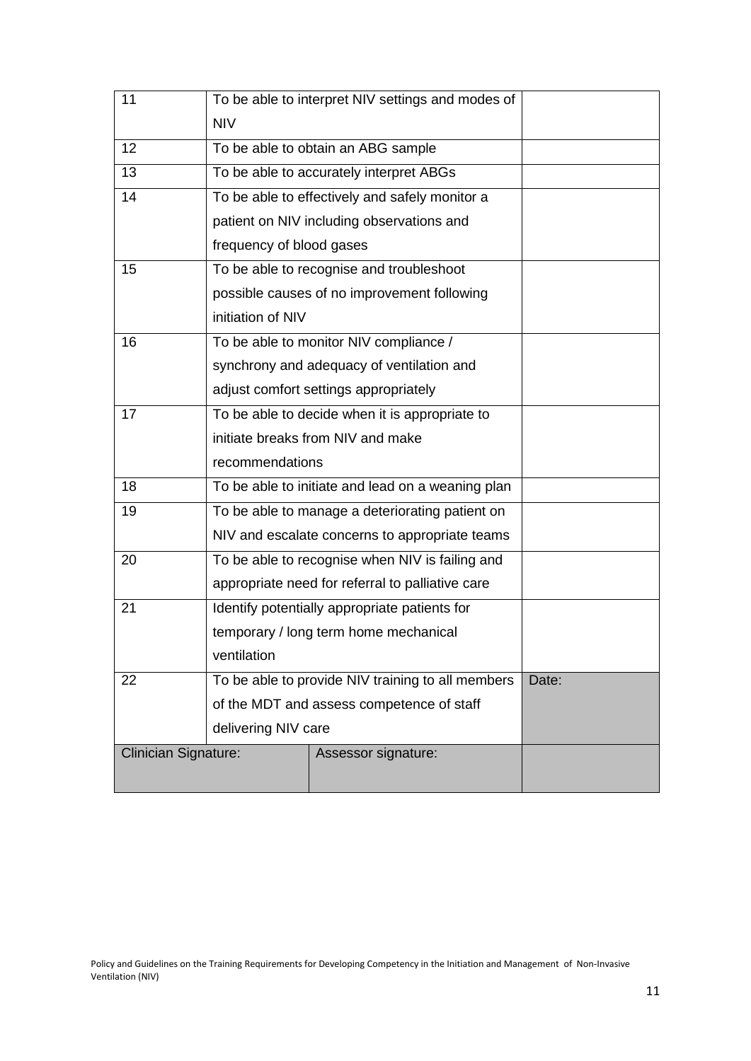| | | |
|---|---|---|
| 11 | To be able to interpret NIV settings and modes of NIV | |
| 12 | To be able to obtain an ABG sample | |
| 13 | To be able to accurately interpret ABGs | |
| 14 | To be able to effectively and safely monitor a patient on NIV including observations and frequency of blood gases | |
| 15 | To be able to recognise and troubleshoot possible causes of no improvement following initiation of NIV | |
| 16 | To be able to monitor NIV compliance / synchrony and adequacy of ventilation and adjust comfort settings appropriately | |
| 17 | To be able to decide when it is appropriate to initiate breaks from NIV and make recommendations | |
| 18 | To be able to initiate and lead on a weaning plan | |
| 19 | To be able to manage a deteriorating patient on NIV and escalate concerns to appropriate teams | |
| 20 | To be able to recognise when NIV is failing and appropriate need for referral to palliative care | |
| 21 | Identify potentially appropriate patients for temporary / long term home mechanical ventilation | |
| 22 | To be able to provide NIV training to all members of the MDT and assess competence of staff delivering NIV care | Date: |
| Clinician Signature: | Assessor signature: | |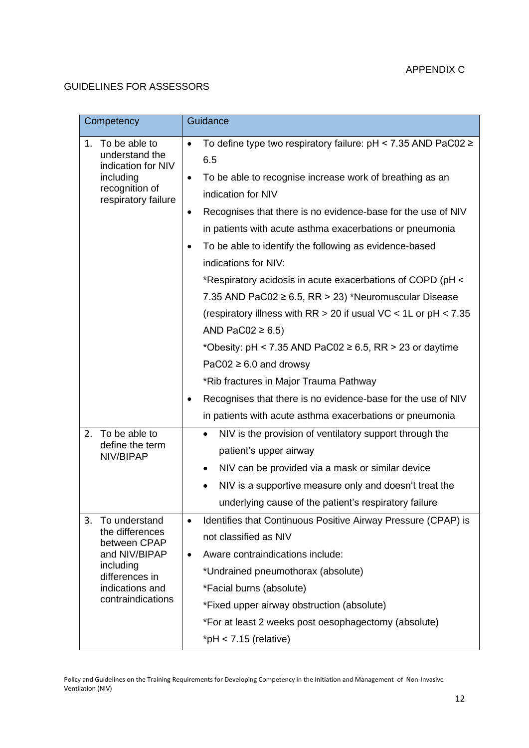APPENDIX C

GUIDELINES FOR ASSESSORS

| Competency | Guidance |
| --- | --- |
| 1. To be able to understand the indication for NIV including recognition of respiratory failure | • To define type two respiratory failure: pH < 7.35 AND $PaC0_2$ ≥ 6.5<br>• To be able to recognise increase work of breathing as an indication for NIV<br>• Recognises that there is no evidence-base for the use of NIV in patients with acute asthma exacerbations or pneumonia<br>• To be able to identify the following as evidence-based indications for NIV:<br>*Respiratory acidosis in acute exacerbations of COPD (pH < 7.35 AND $PaC0_2$ ≥ 6.5, RR > 23) *Neuromuscular Disease (respiratory illness with RR > 20 if usual VC < 1L or pH < 7.35 AND $PaC0_2$ ≥ 6.5)<br>*Obesity: pH < 7.35 AND $PaC0_2$ ≥ 6.5, RR > 23 or daytime $PaC0_2$ ≥ 6.0 and drowsy<br>*Rib fractures in Major Trauma Pathway<br>• Recognises that there is no evidence-base for the use of NIV in patients with acute asthma exacerbations or pneumonia |
| 2. To be able to define the term NIV/BIPAP | • NIV is the provision of ventilatory support through the patient's upper airway<br>• NIV can be provided via a mask or similar device<br>• NIV is a supportive measure only and doesn't treat the underlying cause of the patient's respiratory failure |
| 3. To understand the differences between CPAP and NIV/BIPAP including differences in indications and contraindications | • Identifies that Continuous Positive Airway Pressure (CPAP) is not classified as NIV<br>• Aware contraindications include:<br>*Undrained pneumothorax (absolute)<br>*Facial burns (absolute)<br>*Fixed upper airway obstruction (absolute)<br>*For at least 2 weeks post oesophagectomy (absolute)<br>*pH < 7.15 (relative) |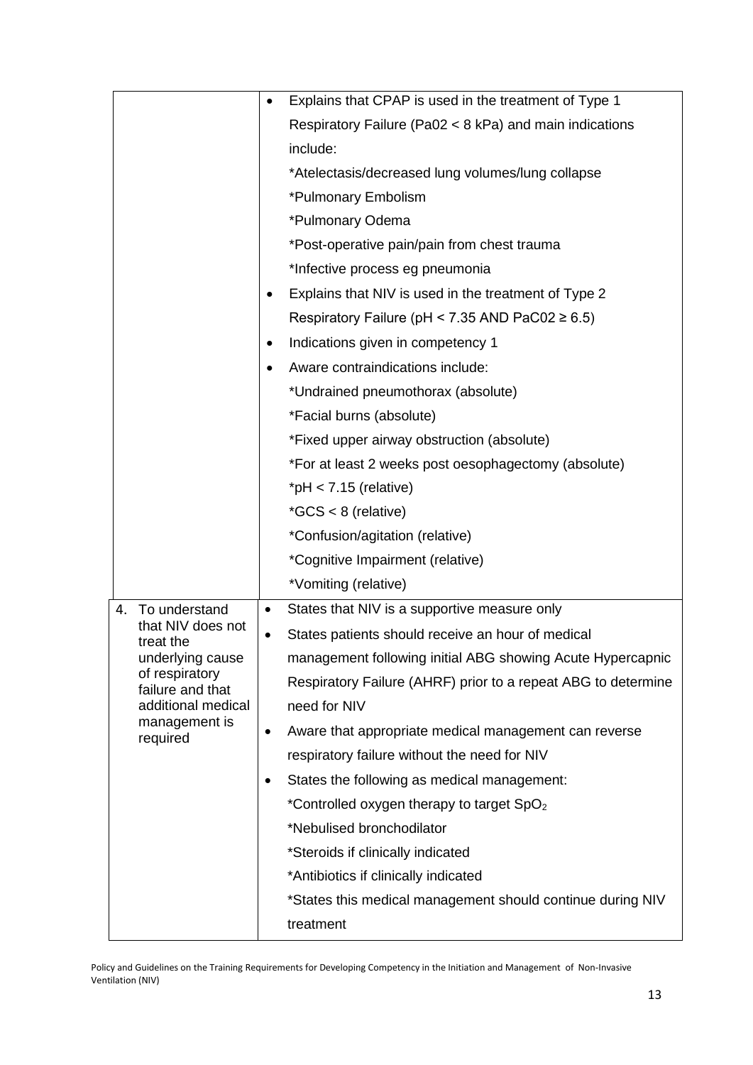| | |
|---|---|
| | • Explains that CPAP is used in the treatment of Type 1 Respiratory Failure ($PaO_2$ < 8 kPa) and main indications include:<br>*Atelectasis/decreased lung volumes/lung collapse<br>*Pulmonary Embolism<br>*Pulmonary Odema<br>*Post-operative pain/pain from chest trauma<br>*Infective process eg pneumonia<br>• Explains that NIV is used in the treatment of Type 2 Respiratory Failure (pH < 7.35 AND $PaCO_2$ ≥ 6.5)<br>• Indications given in competency 1<br>• Aware contraindications include:<br>*Undrained pneumothorax (absolute)<br>*Facial burns (absolute)<br>*Fixed upper airway obstruction (absolute)<br>*For at least 2 weeks post oesophagectomy (absolute)<br>*pH < 7.15 (relative)<br>*GCS < 8 (relative)<br>*Confusion/agitation (relative)<br>*Cognitive Impairment (relative)<br>*Vomiting (relative) |
| 4. To understand that NIV does not treat the underlying cause of respiratory failure and that additional medical management is required | • States that NIV is a supportive measure only<br>• States patients should receive an hour of medical management following initial ABG showing Acute Hypercapnic Respiratory Failure (AHRF) prior to a repeat ABG to determine need for NIV<br>• Aware that appropriate medical management can reverse respiratory failure without the need for NIV<br>• States the following as medical management:<br>*Controlled oxygen therapy to target $SpO_2$<br>*Nebulised bronchodilator<br>*Steroids if clinically indicated<br>*Antibiotics if clinically indicated<br>*States this medical management should continue during NIV treatment |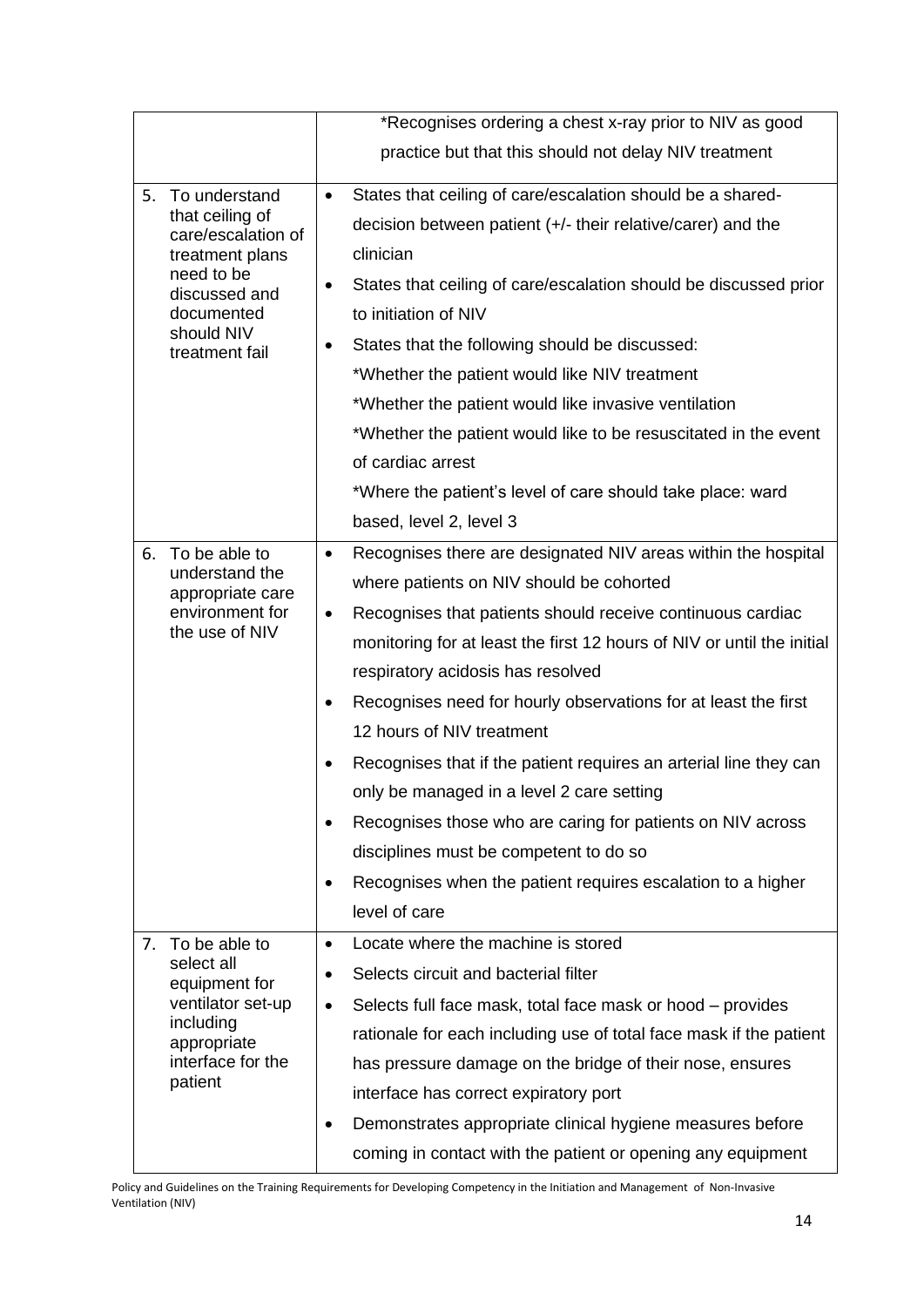| | |
|---|---|
| | *Recognises ordering a chest x-ray prior to NIV as good practice but that this should not delay NIV treatment |
| 5. To understand that ceiling of care/escalation of treatment plans need to be discussed and documented should NIV treatment fail | • States that ceiling of care/escalation should be a shared-decision between patient (+/- their relative/carer) and the clinician<br>• States that ceiling of care/escalation should be discussed prior to initiation of NIV<br>• States that the following should be discussed:<br>*Whether the patient would like NIV treatment<br>*Whether the patient would like invasive ventilation<br>*Whether the patient would like to be resuscitated in the event of cardiac arrest<br>*Where the patient's level of care should take place: ward based, level 2, level 3 |
| 6. To be able to understand the appropriate care environment for the use of NIV | • Recognises there are designated NIV areas within the hospital where patients on NIV should be cohorted<br>• Recognises that patients should receive continuous cardiac monitoring for at least the first 12 hours of NIV or until the initial respiratory acidosis has resolved<br>• Recognises need for hourly observations for at least the first 12 hours of NIV treatment<br>• Recognises that if the patient requires an arterial line they can only be managed in a level 2 care setting<br>• Recognises those who are caring for patients on NIV across disciplines must be competent to do so<br>• Recognises when the patient requires escalation to a higher level of care |
| 7. To be able to select all equipment for ventilator set-up including appropriate interface for the patient | • Locate where the machine is stored<br>• Selects circuit and bacterial filter<br>• Selects full face mask, total face mask or hood – provides rationale for each including use of total face mask if the patient has pressure damage on the bridge of their nose, ensures interface has correct expiratory port<br>• Demonstrates appropriate clinical hygiene measures before coming in contact with the patient or opening any equipment |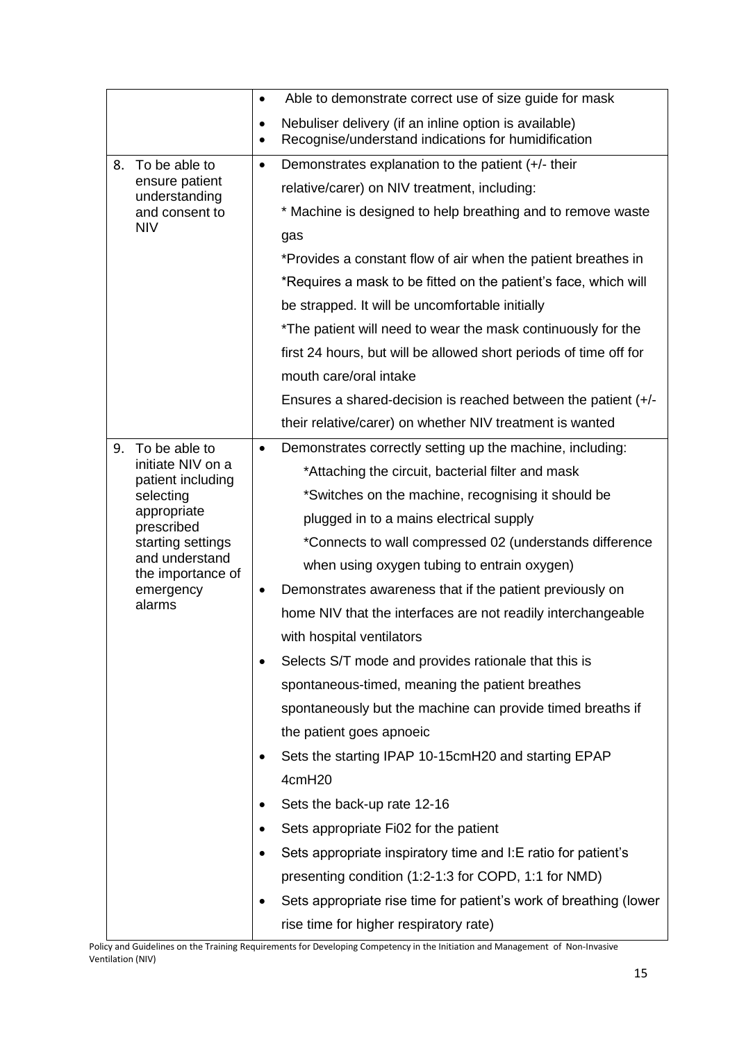| | |
|---|---|
| | • Able to demonstrate correct use of size guide for mask<br>• Nebuliser delivery (if an inline option is available)<br>• Recognise/understand indications for humidification |
| 8. To be able to ensure patient understanding and consent to NIV | • Demonstrates explanation to the patient (+/- their relative/carer) on NIV treatment, including:<br>* Machine is designed to help breathing and to remove waste gas<br>*Provides a constant flow of air when the patient breathes in<br>*Requires a mask to be fitted on the patient's face, which will be strapped. It will be uncomfortable initially<br>*The patient will need to wear the mask continuously for the first 24 hours, but will be allowed short periods of time off for mouth care/oral intake<br>Ensures a shared-decision is reached between the patient (+/- their relative/carer) on whether NIV treatment is wanted |
| 9. To be able to initiate NIV on a patient including selecting appropriate prescribed starting settings and understand the importance of emergency alarms | • Demonstrates correctly setting up the machine, including:<br>*Attaching the circuit, bacterial filter and mask<br>*Switches on the machine, recognising it should be plugged in to a mains electrical supply<br>*Connects to wall compressed $O_2$ (understands difference when using oxygen tubing to entrain oxygen)<br>• Demonstrates awareness that if the patient previously on home NIV that the interfaces are not readily interchangeable with hospital ventilators<br>• Selects S/T mode and provides rationale that this is spontaneous-timed, meaning the patient breathes spontaneously but the machine can provide timed breaths if the patient goes apnoeic<br>• Sets the starting IPAP 10-15cm$H_2O$ and starting EPAP 4cm$H_2O$<br>• Sets the back-up rate 12-16<br>• Sets appropriate $FiO_2$ for the patient<br>• Sets appropriate inspiratory time and I:E ratio for patient's presenting condition (1:2-1:3 for COPD, 1:1 for NMD)<br>• Sets appropriate rise time for patient's work of breathing (lower rise time for higher respiratory rate) |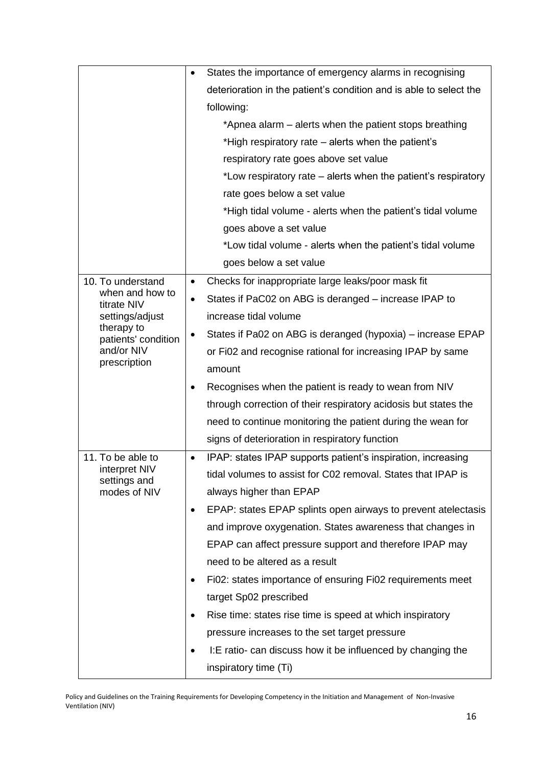| | |
|---|---|
| | • States the importance of emergency alarms in recognising deterioration in the patient's condition and is able to select the following:<br>*Apnea alarm – alerts when the patient stops breathing<br>*High respiratory rate – alerts when the patient's respiratory rate goes above set value<br>*Low respiratory rate – alerts when the patient's respiratory rate goes below a set value<br>*High tidal volume - alerts when the patient's tidal volume goes above a set value<br>*Low tidal volume - alerts when the patient's tidal volume goes below a set value |
| 10. To understand when and how to titrate NIV settings/adjust therapy to patients' condition and/or NIV prescription | • Checks for inappropriate large leaks/poor mask fit<br>• States if $PaC0_2$ on ABG is deranged – increase IPAP to increase tidal volume<br>• States if $Pa0_2$ on ABG is deranged (hypoxia) – increase EPAP or $Fi0_2$ and recognise rational for increasing IPAP by same amount<br>• Recognises when the patient is ready to wean from NIV through correction of their respiratory acidosis but states the need to continue monitoring the patient during the wean for signs of deterioration in respiratory function |
| 11. To be able to interpret NIV settings and modes of NIV | • IPAP: states IPAP supports patient's inspiration, increasing tidal volumes to assist for $C0_2$ removal. States that IPAP is always higher than EPAP<br>• EPAP: states EPAP splints open airways to prevent atelectasis and improve oxygenation. States awareness that changes in EPAP can affect pressure support and therefore IPAP may need to be altered as a result<br>• $Fi0_2$: states importance of ensuring $Fi0_2$ requirements meet target $Sp0_2$ prescribed<br>• Rise time: states rise time is speed at which inspiratory pressure increases to the set target pressure<br>• I:E ratio- can discuss how it be influenced by changing the inspiratory time (Ti) |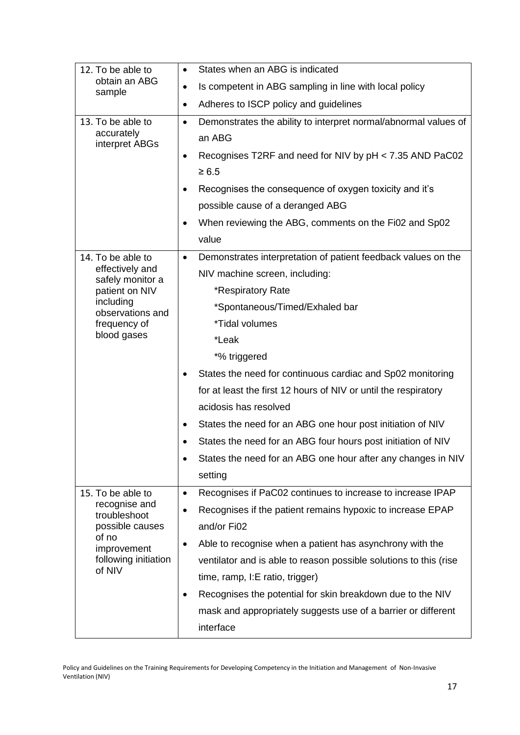| | |
|---|---|
| 12. To be able to obtain an ABG sample | • States when an ABG is indicated<br>• Is competent in ABG sampling in line with local policy<br>• Adheres to ISCP policy and guidelines |
| 13. To be able to accurately interpret ABGs | • Demonstrates the ability to interpret normal/abnormal values of an ABG<br>• Recognises T2RF and need for NIV by pH < 7.35 AND PaC02 ≥ 6.5<br>• Recognises the consequence of oxygen toxicity and it's possible cause of a deranged ABG<br>• When reviewing the ABG, comments on the Fi02 and Sp02 value |
| 14. To be able to effectively and safely monitor a patient on NIV including observations and frequency of blood gases | • Demonstrates interpretation of patient feedback values on the NIV machine screen, including:<br>*Respiratory Rate<br>*Spontaneous/Timed/Exhaled bar<br>*Tidal volumes<br>*Leak<br>*% triggered<br>• States the need for continuous cardiac and Sp02 monitoring for at least the first 12 hours of NIV or until the respiratory acidosis has resolved<br>• States the need for an ABG one hour post initiation of NIV<br>• States the need for an ABG four hours post initiation of NIV<br>• States the need for an ABG one hour after any changes in NIV setting |
| 15. To be able to recognise and troubleshoot possible causes of no improvement following initiation of NIV | • Recognises if PaC02 continues to increase to increase IPAP<br>• Recognises if the patient remains hypoxic to increase EPAP and/or Fi02<br>• Able to recognise when a patient has asynchrony with the ventilator and is able to reason possible solutions to this (rise time, ramp, I:E ratio, trigger)<br>• Recognises the potential for skin breakdown due to the NIV mask and appropriately suggests use of a barrier or different interface |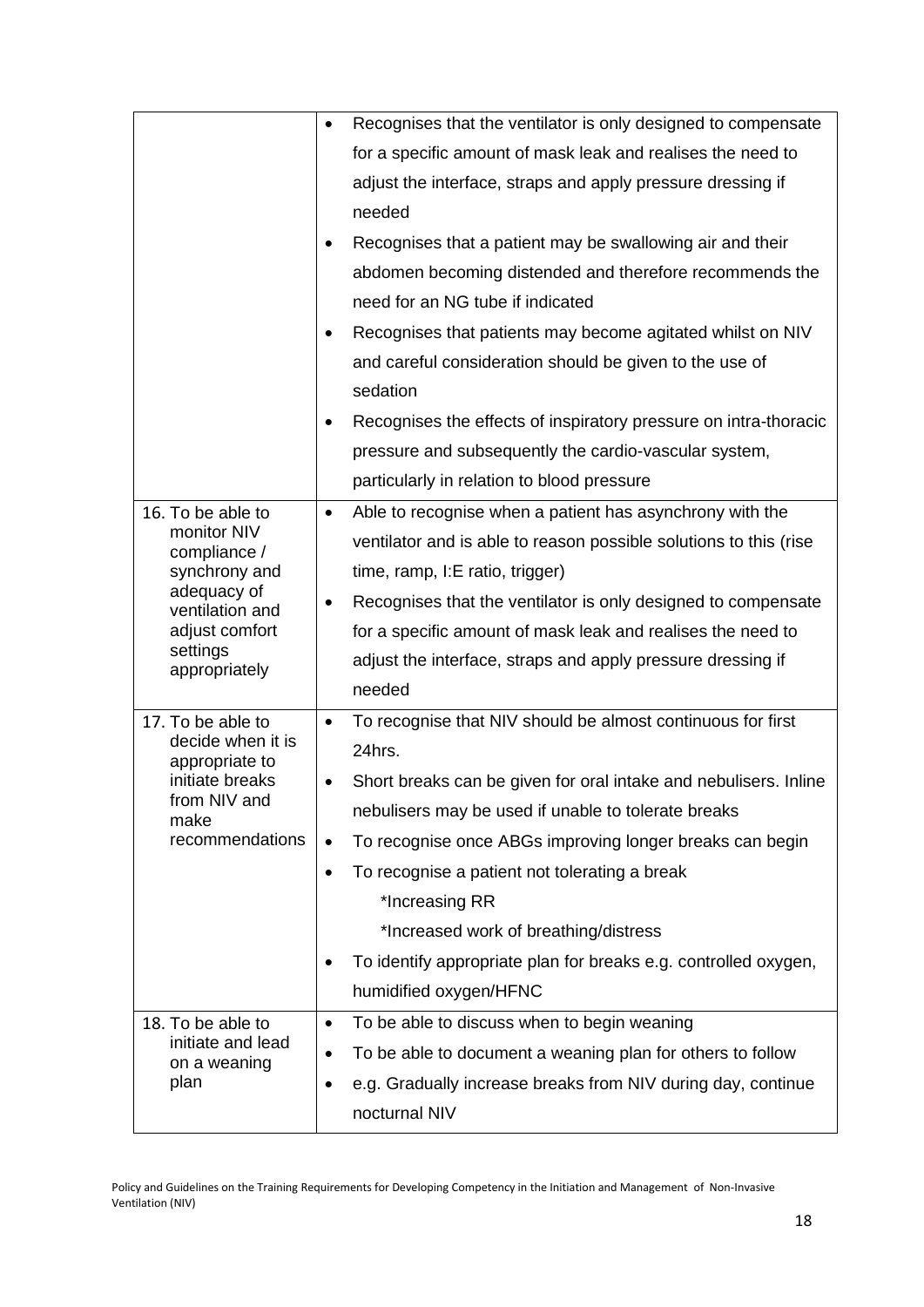| | |
|---|---|
| | • Recognises that the ventilator is only designed to compensate for a specific amount of mask leak and realises the need to adjust the interface, straps and apply pressure dressing if needed<br>• Recognises that a patient may be swallowing air and their abdomen becoming distended and therefore recommends the need for an NG tube if indicated<br>• Recognises that patients may become agitated whilst on NIV and careful consideration should be given to the use of sedation<br>• Recognises the effects of inspiratory pressure on intra-thoracic pressure and subsequently the cardio-vascular system, particularly in relation to blood pressure |
| 16. To be able to monitor NIV compliance / synchrony and adequacy of ventilation and adjust comfort settings appropriately | • Able to recognise when a patient has asynchrony with the ventilator and is able to reason possible solutions to this (rise time, ramp, I:E ratio, trigger)<br>• Recognises that the ventilator is only designed to compensate for a specific amount of mask leak and realises the need to adjust the interface, straps and apply pressure dressing if needed |
| 17. To be able to decide when it is appropriate to initiate breaks from NIV and make recommendations | • To recognise that NIV should be almost continuous for first 24hrs.<br>• Short breaks can be given for oral intake and nebulisers. Inline nebulisers may be used if unable to tolerate breaks<br>• To recognise once ABGs improving longer breaks can begin<br>• To recognise a patient not tolerating a break<br>*Increasing RR<br>*Increased work of breathing/distress<br>• To identify appropriate plan for breaks e.g. controlled oxygen, humidified oxygen/HFNC |
| 18. To be able to initiate and lead on a weaning plan | • To be able to discuss when to begin weaning<br>• To be able to document a weaning plan for others to follow<br>• e.g. Gradually increase breaks from NIV during day, continue nocturnal NIV |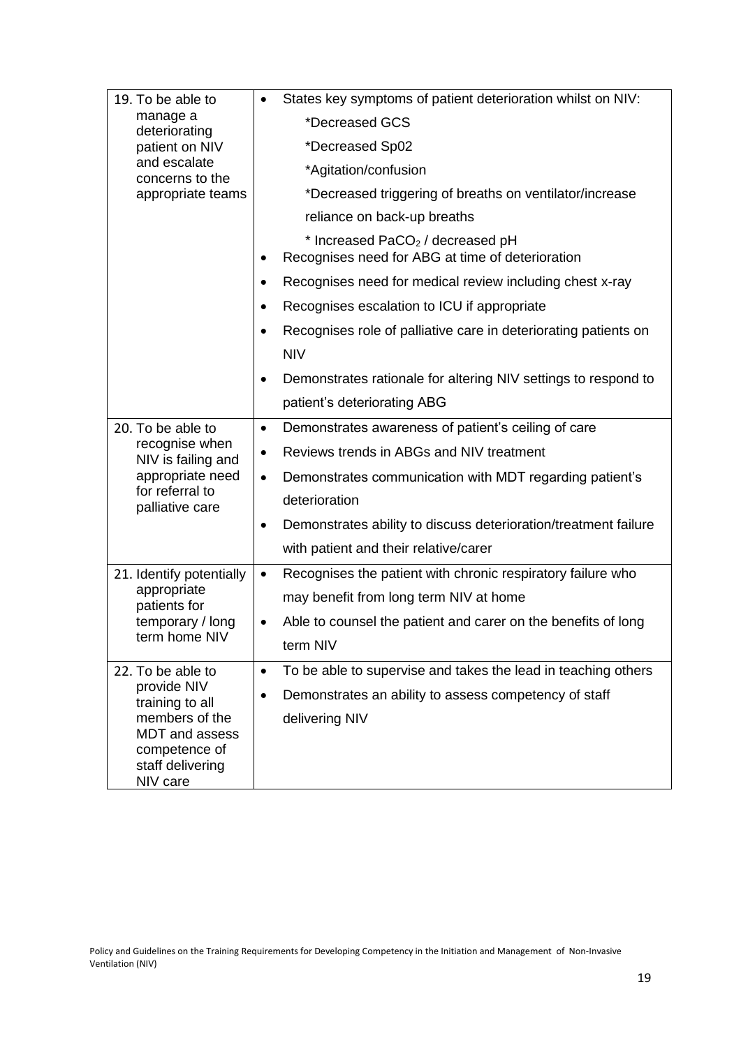| | |
|---|---|
| 19. To be able to manage a deteriorating patient on NIV and escalate concerns to the appropriate teams | • States key symptoms of patient deterioration whilst on NIV:<br>*Decreased GCS<br>*Decreased Sp02<br>*Agitation/confusion<br>*Decreased triggering of breaths on ventilator/increase reliance on back-up breaths<br>* Increased $PaCO_2$ / decreased pH<br>• Recognises need for ABG at time of deterioration<br>• Recognises need for medical review including chest x-ray<br>• Recognises escalation to ICU if appropriate<br>• Recognises role of palliative care in deteriorating patients on NIV<br>• Demonstrates rationale for altering NIV settings to respond to patient's deteriorating ABG |
| 20. To be able to recognise when NIV is failing and appropriate need for referral to palliative care | • Demonstrates awareness of patient's ceiling of care<br>• Reviews trends in ABGs and NIV treatment<br>• Demonstrates communication with MDT regarding patient's deterioration<br>• Demonstrates ability to discuss deterioration/treatment failure with patient and their relative/carer |
| 21. Identify potentially appropriate patients for temporary / long term home NIV | • Recognises the patient with chronic respiratory failure who may benefit from long term NIV at home<br>• Able to counsel the patient and carer on the benefits of long term NIV |
| 22. To be able to provide NIV training to all members of the MDT and assess competence of staff delivering NIV care | • To be able to supervise and takes the lead in teaching others<br>• Demonstrates an ability to assess competency of staff delivering NIV |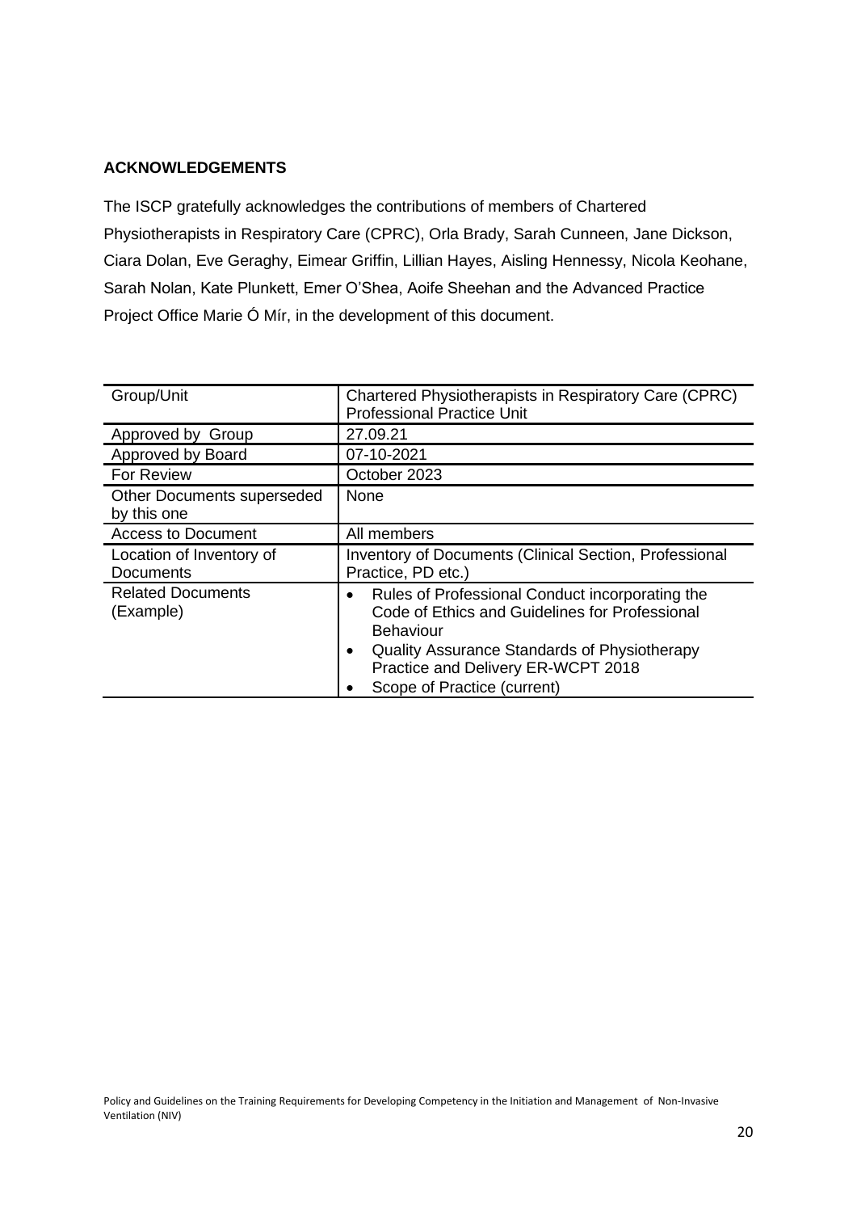**ACKNOWLEDGEMENTS**

The ISCP gratefully acknowledges the contributions of members of Chartered Physiotherapists in Respiratory Care (CPRC), Orla Brady, Sarah Cunneen, Jane Dickson, Ciara Dolan, Eve Geraghy, Eimear Griffin, Lillian Hayes, Aisling Hennessy, Nicola Keohane, Sarah Nolan, Kate Plunkett, Emer O'Shea, Aoife Sheehan and the Advanced Practice Project Office Marie Ó Mír, in the development of this document.

| | |
|---|---|
| Group/Unit | Chartered Physiotherapists in Respiratory Care (CPRC) Professional Practice Unit |
| Approved by Group | 27.09.21 |
| Approved by Board | 07-10-2021 |
| For Review | October 2023 |
| Other Documents superseded by this one | None |
| Access to Document | All members |
| Location of Inventory of Documents | Inventory of Documents (Clinical Section, Professional Practice, PD etc.) |
| Related Documents (Example) | • Rules of Professional Conduct incorporating the Code of Ethics and Guidelines for Professional Behaviour<br>• Quality Assurance Standards of Physiotherapy Practice and Delivery ER-WCPT 2018<br>• Scope of Practice (current) |